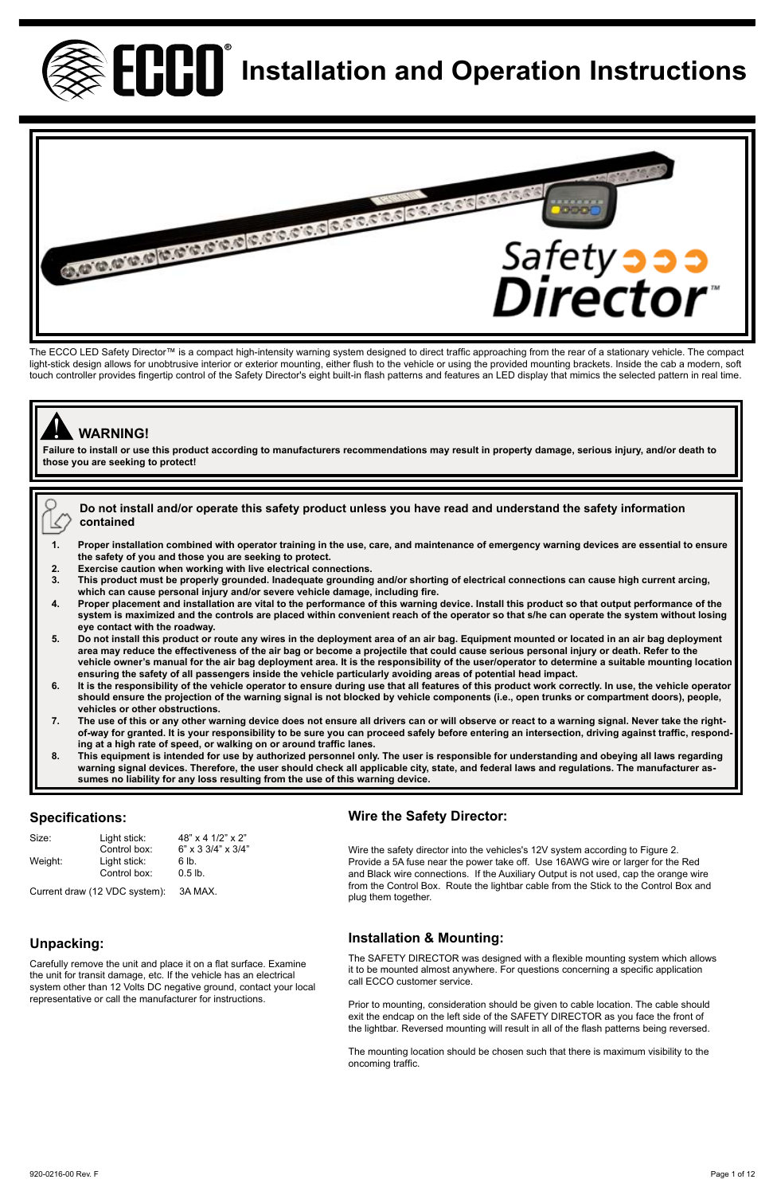# ECCO® Installation and Operation Instructions

The ECCO LED Safety Director™ is a compact high-intensity warning system designed to direct traffic approaching from the rear of a stationary vehicle. The compact light-stick design allows for unobtrusive interior or exterior mounting, either flush to the vehicle or using the provided mounting brackets. Inside the cab a modern, soft touch controller provides fingertip control of the Safety Director's eight built-in flash patterns and features an LED display that mimics the selected pattern in real time.

## WARNING!

**Failure to install or use this product according to manufacturers recommendations may result in property damage, serious injury, and/or death to those you are seeking to protect!**

**Do not install and/or operate this safety product unless you have read and understand the safety information contained**

1. **Proper installation combined with operator training in the use, care, and maintenance of emergency warning devices are essential to ensure the safety of you and those you are seeking to protect.**
2. **Exercise caution when working with live electrical connections.**
3. **This product must be properly grounded. Inadequate grounding and/or shorting of electrical connections can cause high current arcing, which can cause personal injury and/or severe vehicle damage, including fire.**
4. **Proper placement and installation are vital to the performance of this warning device. Install this product so that output performance of the system is maximized and the controls are placed within convenient reach of the operator so that s/he can operate the system without losing eye contact with the roadway.**
5. **Do not install this product or route any wires in the deployment area of an air bag. Equipment mounted or located in an air bag deployment area may reduce the effectiveness of the air bag or become a projectile that could cause serious personal injury or death. Refer to the vehicle owner's manual for the air bag deployment area. It is the responsibility of the user/operator to determine a suitable mounting location ensuring the safety of all passengers inside the vehicle particularly avoiding areas of potential head impact.**
6. **It is the responsibility of the vehicle operator to ensure during use that all features of this product work correctly. In use, the vehicle operator should ensure the projection of the warning signal is not blocked by vehicle components (i.e., open trunks or compartment doors), people, vehicles or other obstructions.**
7. **The use of this or any other warning device does not ensure all drivers can or will observe or react to a warning signal. Never take the right-of-way for granted. It is your responsibility to be sure you can proceed safely before entering an intersection, driving against traffic, responding at a high rate of speed, or walking on or around traffic lanes.**
8. **This equipment is intended for use by authorized personnel only. The user is responsible for understanding and obeying all laws regarding warning signal devices. Therefore, the user should check all applicable city, state, and federal laws and regulations. The manufacturer assumes no liability for any loss resulting from the use of this warning device.**

## Specifications:

| | | |
|---|---|---|
| Size: | Light stick: | 48" x 4 1/2" x 2" |
| | Control box: | 6" x 3 3/4" x 3/4" |
| Weight: | Light stick: | 6 lb. |
| | Control box: | 0.5 lb. |
| Current draw (12 VDC system): | | 3A MAX. |

## Unpacking:

Carefully remove the unit and place it on a flat surface. Examine the unit for transit damage, etc. If the vehicle has an electrical system other than 12 Volts DC negative ground, contact your local representative or call the manufacturer for instructions.

## Wire the Safety Director:

Wire the safety director into the vehicles's 12V system according to Figure 2. Provide a 5A fuse near the power take off. Use 16AWG wire or larger for the Red and Black wire connections. If the Auxiliary Output is not used, cap the orange wire from the Control Box. Route the lightbar cable from the Stick to the Control Box and plug them together.

## Installation & Mounting:

The SAFETY DIRECTOR was designed with a flexible mounting system which allows it to be mounted almost anywhere. For questions concerning a specific application call ECCO customer service.

Prior to mounting, consideration should be given to cable location. The cable should exit the endcap on the left side of the SAFETY DIRECTOR as you face the front of the lightbar. Reversed mounting will result in all of the flash patterns being reversed.

The mounting location should be chosen such that there is maximum visibility to the oncoming traffic.

920-0216-00 Rev. F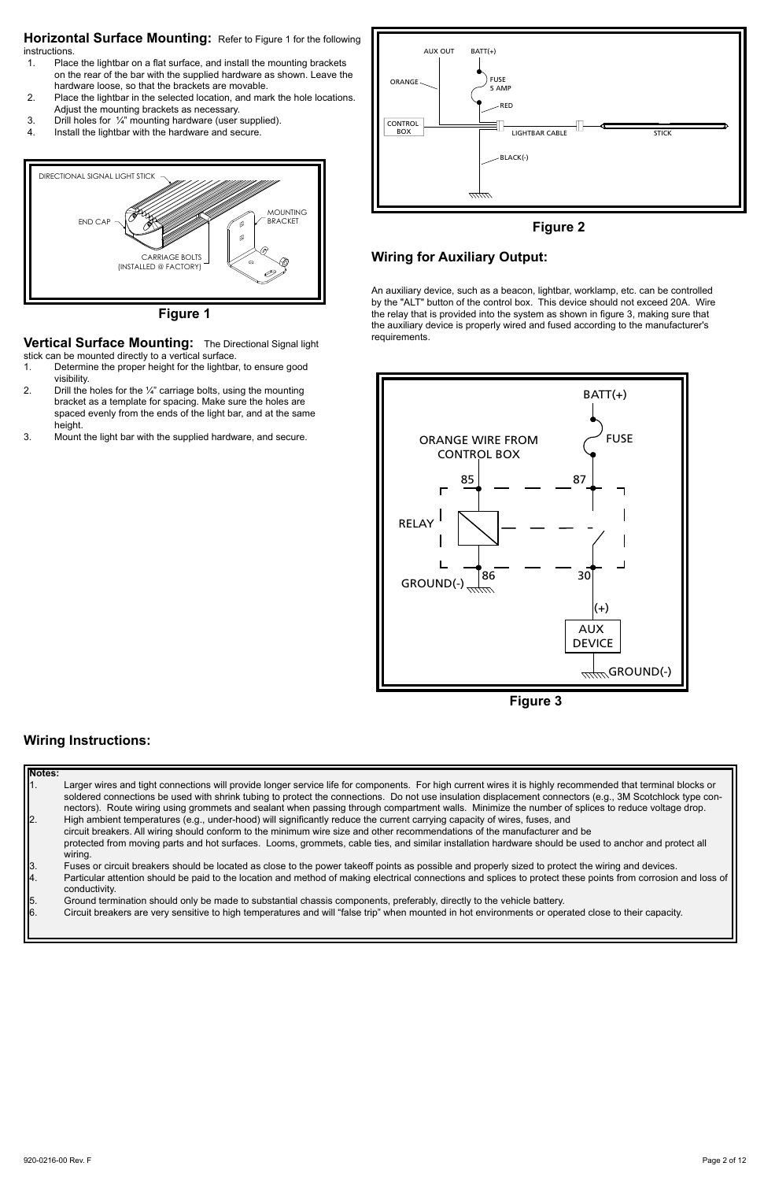## Horizontal Surface Mounting:

Refer to Figure 1 for the following instructions.

1. Place the lightbar on a flat surface, and install the mounting brackets on the rear of the bar with the supplied hardware as shown. Leave the hardware loose, so that the brackets are movable.
2. Place the lightbar in the selected location, and mark the hole locations. Adjust the mounting brackets as necessary.
3. Drill holes for ¼" mounting hardware (user supplied).
4. Install the lightbar with the hardware and secure.

Figure 1

## Vertical Surface Mounting:

The Directional Signal light stick can be mounted directly to a vertical surface.

1. Determine the proper height for the lightbar, to ensure good visibility.
2. Drill the holes for the ¼" carriage bolts, using the mounting bracket as a template for spacing. Make sure the holes are spaced evenly from the ends of the light bar, and at the same height.
3. Mount the light bar with the supplied hardware, and secure.

Figure 2

## Wiring for Auxiliary Output:

An auxiliary device, such as a beacon, lightbar, worklamp, etc. can be controlled by the "ALT" button of the control box. This device should not exceed 20A. Wire the relay that is provided into the system as shown in figure 3, making sure that the auxiliary device is properly wired and fused according to the manufacturer's requirements.

Figure 3

## Wiring Instructions:

**Notes:**

1. Larger wires and tight connections will provide longer service life for components. For high current wires it is highly recommended that terminal blocks or soldered connections be used with shrink tubing to protect the connections. Do not use insulation displacement connectors (e.g., 3M Scotchlock type connectors). Route wiring using grommets and sealant when passing through compartment walls. Minimize the number of splices to reduce voltage drop.
2. High ambient temperatures (e.g., under-hood) will significantly reduce the current carrying capacity of wires, fuses, and circuit breakers. All wiring should conform to the minimum wire size and other recommendations of the manufacturer and be protected from moving parts and hot surfaces. Looms, grommets, cable ties, and similar installation hardware should be used to anchor and protect all wiring.
3. Fuses or circuit breakers should be located as close to the power takeoff points as possible and properly sized to protect the wiring and devices.
4. Particular attention should be paid to the location and method of making electrical connections and splices to protect these points from corrosion and loss of conductivity.
5. Ground termination should only be made to substantial chassis components, preferably, directly to the vehicle battery.
6. Circuit breakers are very sensitive to high temperatures and will "false trip" when mounted in hot environments or operated close to their capacity.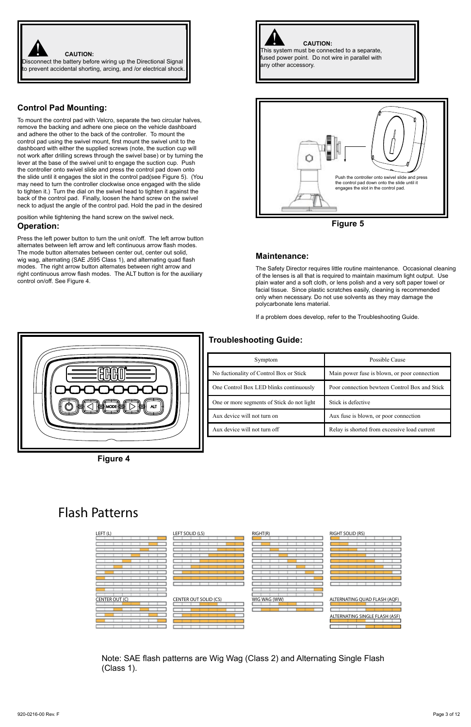**CAUTION:**
Disconnect the battery before wiring up the Directional Signal to prevent accidental shorting, arcing, and /or electrical shock.

**CAUTION:**
This system must be connected to a separate, fused power point. Do not wire in parallel with any other accessory.

## Control Pad Mounting:

To mount the control pad with Velcro, separate the two circular halves, remove the backing and adhere one piece on the vehicle dashboard and adhere the other to the back of the controller. To mount the control pad using the swivel mount, first mount the swivel unit to the dashboard with either the supplied screws (note, the suction cup will not work after drilling screws through the swivel base) or by turning the lever at the base of the swivel unit to engage the suction cup. Push the controller onto swivel slide and press the control pad down onto the slide until it engages the slot in the control pad(see Figure 5). (You may need to turn the controller clockwise once engaged with the slide to tighten it.) Turn the dial on the swivel head to tighten it against the back of the control pad. Finally, loosen the hand screw on the swivel neck to adjust the angle of the control pad. Hold the pad in the desired position while tightening the hand screw on the swivel neck.

## Operation:

Press the left power button to turn the unit on/off. The left arrow button alternates between left arrow and left continuous arrow flash modes. The mode button alternates between center out, center out solid, wig wag, alternating (SAE J595 Class 1), and alternating quad flash modes. The right arrow button alternates between right arrow and right continuous arrow flash modes. The ALT button is for the auxiliary control on/off. See Figure 4.

Push the controller onto swivel slide and press the control pad down onto the slide until it engages the slot in the control pad.

**Figure 5**

## Maintenance:

The Safety Director requires little routine maintenance. Occasional cleaning of the lenses is all that is required to maintain maximum light output. Use plain water and a soft cloth, or lens polish and a very soft paper towel or facial tissue. Since plastic scratches easily, cleaning is recommended only when necessary. Do not use solvents as they may damage the polycarbonate lens material.

If a problem does develop, refer to the Troubleshooting Guide.

**Figure 4**

## Troubleshooting Guide:

| Symptom | Possible Cause |
|---|---|
| No fuctionality of Control Box or Stick | Main power fuse is blown, or poor connection |
| One Control Box LED blinks continuously | Poor connection bewteen Control Box and Stick |
| One or more segments of Stick do not light | Stick is defective |
| Aux device will not turn on | Aux fuse is blown, or poor connection |
| Aux device will not turn off | Relay is shorted from excessive load current |

# Flash Patterns

LEFT (L)

LEFT SOLID (LS)

RIGHT(R)

RIGHT SOLID (RS)

CENTER OUT (C)

CENTER OUT SOLID (CS)

WIG WAG (WW)

ALTERNATING QUAD FLASH (AQF)

ALTERNATING SINGLE FLASH (ASF)

Note: SAE flash patterns are Wig Wag (Class 2) and Alternating Single Flash (Class 1).

920-0216-00 Rev. F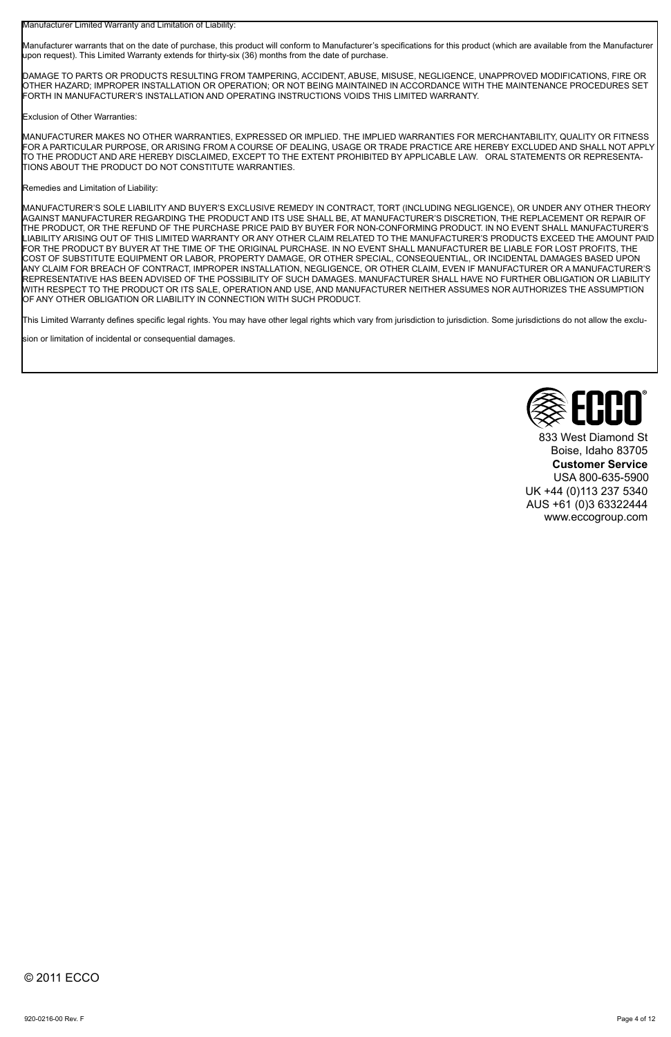Manufacturer Limited Warranty and Limitation of Liability:

Manufacturer warrants that on the date of purchase, this product will conform to Manufacturer's specifications for this product (which are available from the Manufacturer upon request). This Limited Warranty extends for thirty-six (36) months from the date of purchase.

DAMAGE TO PARTS OR PRODUCTS RESULTING FROM TAMPERING, ACCIDENT, ABUSE, MISUSE, NEGLIGENCE, UNAPPROVED MODIFICATIONS, FIRE OR OTHER HAZARD; IMPROPER INSTALLATION OR OPERATION; OR NOT BEING MAINTAINED IN ACCORDANCE WITH THE MAINTENANCE PROCEDURES SET FORTH IN MANUFACTURER'S INSTALLATION AND OPERATING INSTRUCTIONS VOIDS THIS LIMITED WARRANTY.

Exclusion of Other Warranties:

MANUFACTURER MAKES NO OTHER WARRANTIES, EXPRESSED OR IMPLIED. THE IMPLIED WARRANTIES FOR MERCHANTABILITY, QUALITY OR FITNESS FOR A PARTICULAR PURPOSE, OR ARISING FROM A COURSE OF DEALING, USAGE OR TRADE PRACTICE ARE HEREBY EXCLUDED AND SHALL NOT APPLY TO THE PRODUCT AND ARE HEREBY DISCLAIMED, EXCEPT TO THE EXTENT PROHIBITED BY APPLICABLE LAW. ORAL STATEMENTS OR REPRESENTATIONS ABOUT THE PRODUCT DO NOT CONSTITUTE WARRANTIES.

Remedies and Limitation of Liability:

MANUFACTURER'S SOLE LIABILITY AND BUYER'S EXCLUSIVE REMEDY IN CONTRACT, TORT (INCLUDING NEGLIGENCE), OR UNDER ANY OTHER THEORY AGAINST MANUFACTURER REGARDING THE PRODUCT AND ITS USE SHALL BE, AT MANUFACTURER'S DISCRETION, THE REPLACEMENT OR REPAIR OF THE PRODUCT, OR THE REFUND OF THE PURCHASE PRICE PAID BY BUYER FOR NON-CONFORMING PRODUCT. IN NO EVENT SHALL MANUFACTURER'S LIABILITY ARISING OUT OF THIS LIMITED WARRANTY OR ANY OTHER CLAIM RELATED TO THE MANUFACTURER'S PRODUCTS EXCEED THE AMOUNT PAID FOR THE PRODUCT BY BUYER AT THE TIME OF THE ORIGINAL PURCHASE. IN NO EVENT SHALL MANUFACTURER BE LIABLE FOR LOST PROFITS, THE COST OF SUBSTITUTE EQUIPMENT OR LABOR, PROPERTY DAMAGE, OR OTHER SPECIAL, CONSEQUENTIAL, OR INCIDENTAL DAMAGES BASED UPON ANY CLAIM FOR BREACH OF CONTRACT, IMPROPER INSTALLATION, NEGLIGENCE, OR OTHER CLAIM, EVEN IF MANUFACTURER OR A MANUFACTURER'S REPRESENTATIVE HAS BEEN ADVISED OF THE POSSIBILITY OF SUCH DAMAGES. MANUFACTURER SHALL HAVE NO FURTHER OBLIGATION OR LIABILITY WITH RESPECT TO THE PRODUCT OR ITS SALE, OPERATION AND USE, AND MANUFACTURER NEITHER ASSUMES NOR AUTHORIZES THE ASSUMPTION OF ANY OTHER OBLIGATION OR LIABILITY IN CONNECTION WITH SUCH PRODUCT.

This Limited Warranty defines specific legal rights. You may have other legal rights which vary from jurisdiction to jurisdiction. Some jurisdictions do not allow the exclusion or limitation of incidental or consequential damages.

ECCO®

833 West Diamond St
Boise, Idaho 83705
**Customer Service**
USA 800-635-5900
UK +44 (0)113 237 5340
AUS +61 (0)3 63322444
www.eccogroup.com

© 2011 ECCO

920-0216-00 Rev. F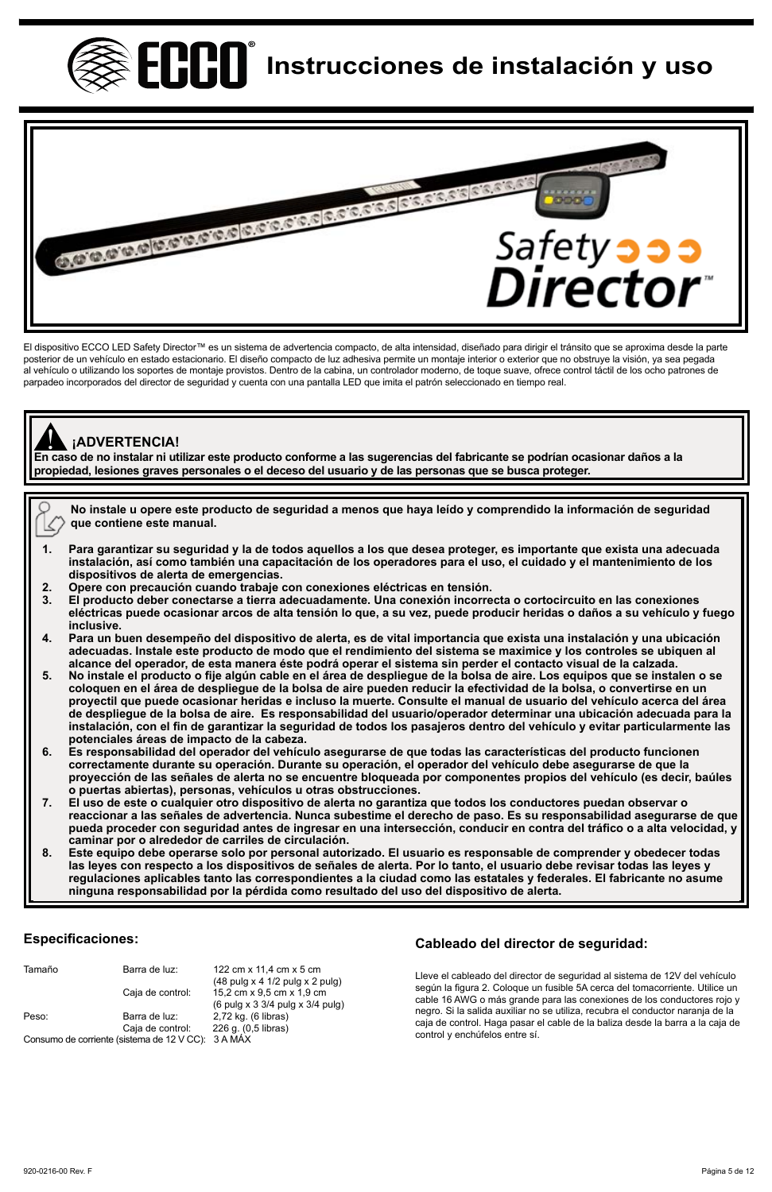# Instrucciones de instalación y uso

El dispositivo ECCO LED Safety Director™ es un sistema de advertencia compacto, de alta intensidad, diseñado para dirigir el tránsito que se aproxima desde la parte posterior de un vehículo en estado estacionario. El diseño compacto de luz adhesiva permite un montaje interior o exterior que no obstruye la visión, ya sea pegada al vehículo o utilizando los soportes de montaje provistos. Dentro de la cabina, un controlador moderno, de toque suave, ofrece control táctil de los ocho patrones de parpadeo incorporados del director de seguridad y cuenta con una pantalla LED que imita el patrón seleccionado en tiempo real.

**¡ADVERTENCIA!**

**En caso de no instalar ni utilizar este producto conforme a las sugerencias del fabricante se podrían ocasionar daños a la propiedad, lesiones graves personales o el deceso del usuario y de las personas que se busca proteger.**

**No instale u opere este producto de seguridad a menos que haya leído y comprendido la información de seguridad que contiene este manual.**

1. **Para garantizar su seguridad y la de todos aquellos a los que desea proteger, es importante que exista una adecuada instalación, así como también una capacitación de los operadores para el uso, el cuidado y el mantenimiento de los dispositivos de alerta de emergencias.**
2. **Opere con precaución cuando trabaje con conexiones eléctricas en tensión.**
3. **El producto deber conectarse a tierra adecuadamente. Una conexión incorrecta o cortocircuito en las conexiones eléctricas puede ocasionar arcos de alta tensión lo que, a su vez, puede producir heridas o daños a su vehículo y fuego inclusive.**
4. **Para un buen desempeño del dispositivo de alerta, es de vital importancia que exista una instalación y una ubicación adecuadas. Instale este producto de modo que el rendimiento del sistema se maximice y los controles se ubiquen al alcance del operador, de esta manera éste podrá operar el sistema sin perder el contacto visual de la calzada.**
5. **No instale el producto o fije algún cable en el área de despliegue de la bolsa de aire. Los equipos que se instalen o se coloquen en el área de despliegue de la bolsa de aire pueden reducir la efectividad de la bolsa, o convertirse en un proyectil que puede ocasionar heridas e incluso la muerte. Consulte el manual de usuario del vehículo acerca del área de despliegue de la bolsa de aire. Es responsabilidad del usuario/operador determinar una ubicación adecuada para la instalación, con el fin de garantizar la seguridad de todos los pasajeros dentro del vehículo y evitar particularmente las potenciales áreas de impacto de la cabeza.**
6. **Es responsabilidad del operador del vehículo asegurarse de que todas las características del producto funcionen correctamente durante su operación. Durante su operación, el operador del vehículo debe asegurarse de que la proyección de las señales de alerta no se encuentre bloqueada por componentes propios del vehículo (es decir, baúles o puertas abiertas), personas, vehículos u otras obstrucciones.**
7. **El uso de este o cualquier otro dispositivo de alerta no garantiza que todos los conductores puedan observar o reaccionar a las señales de advertencia. Nunca subestime el derecho de paso. Es su responsabilidad asegurarse de que pueda proceder con seguridad antes de ingresar en una intersección, conducir en contra del tráfico o a alta velocidad, y caminar por o alrededor de carriles de circulación.**
8. **Este equipo debe operarse solo por personal autorizado. El usuario es responsable de comprender y obedecer todas las leyes con respecto a los dispositivos de señales de alerta. Por lo tanto, el usuario debe revisar todas las leyes y regulaciones aplicables tanto las correspondientes a la ciudad como las estatales y federales. El fabricante no asume ninguna responsabilidad por la pérdida como resultado del uso del dispositivo de alerta.**

## Especificaciones:

| | | |
|---|---|---|
| Tamaño | Barra de luz: | 122 cm x 11,4 cm x 5 cm (48 pulg x 4 1/2 pulg x 2 pulg) |
| | Caja de control: | 15,2 cm x 9,5 cm x 1,9 cm (6 pulg x 3 3/4 pulg x 3/4 pulg) |
| Peso: | Barra de luz: | 2,72 kg. (6 libras) |
| | Caja de control: | 226 g. (0,5 libras) |
| Consumo de corriente (sistema de 12 V CC): | | 3 A MÁX |

## Cableado del director de seguridad:

Lleve el cableado del director de seguridad al sistema de 12V del vehículo según la figura 2. Coloque un fusible 5A cerca del tomacorriente. Utilice un cable 16 AWG o más grande para las conexiones de los conductores rojo y negro. Si la salida auxiliar no se utiliza, recubra el conductor naranja de la caja de control. Haga pasar el cable de la baliza desde la barra a la caja de control y enchúfelos entre sí.

920-0216-00 Rev. F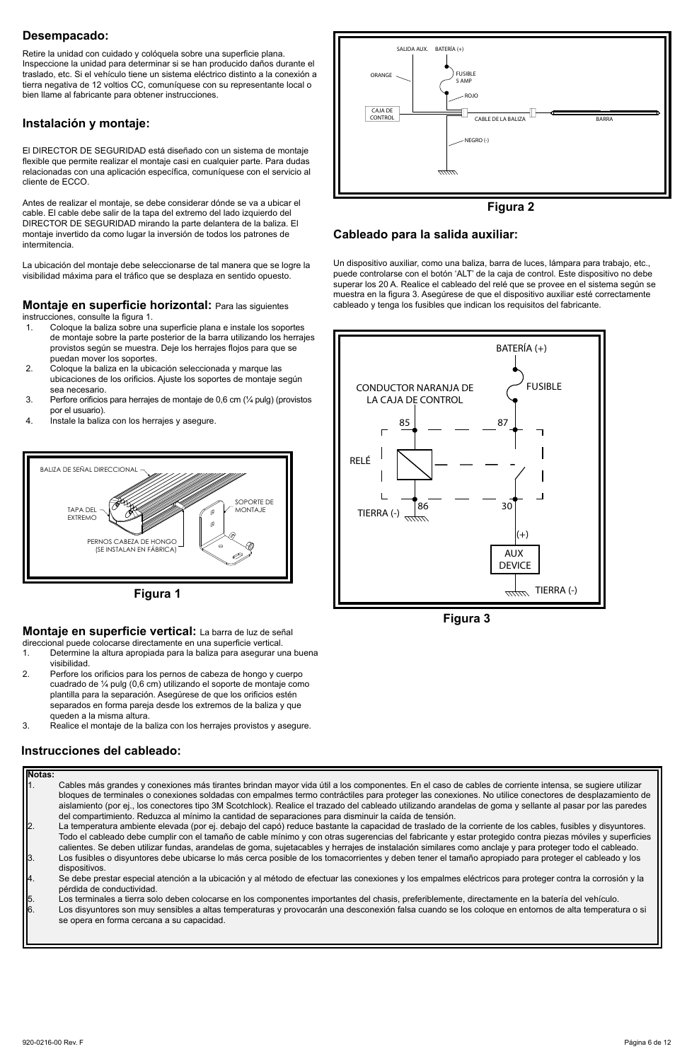## Desempacado:

Retire la unidad con cuidado y colóquela sobre una superficie plana. Inspeccione la unidad para determinar si se han producido daños durante el traslado, etc. Si el vehículo tiene un sistema eléctrico distinto a la conexión a tierra negativa de 12 voltios CC, comuníquese con su representante local o bien llame al fabricante para obtener instrucciones.

## Instalación y montaje:

El DIRECTOR DE SEGURIDAD está diseñado con un sistema de montaje flexible que permite realizar el montaje casi en cualquier parte. Para dudas relacionadas con una aplicación específica, comuníquese con el servicio al cliente de ECCO.

Antes de realizar el montaje, se debe considerar dónde se va a ubicar el cable. El cable debe salir de la tapa del extremo del lado izquierdo del DIRECTOR DE SEGURIDAD mirando la parte delantera de la baliza. El montaje invertido da como lugar la inversión de todos los patrones de intermitencia.

La ubicación del montaje debe seleccionarse de tal manera que se logre la visibilidad máxima para el tráfico que se desplaza en sentido opuesto.

### Montaje en superficie horizontal:

Para las siguientes instrucciones, consulte la figura 1.

1. Coloque la baliza sobre una superficie plana e instale los soportes de montaje sobre la parte posterior de la barra utilizando los herrajes provistos según se muestra. Deje los herrajes flojos para que se puedan mover los soportes.
2. Coloque la baliza en la ubicación seleccionada y marque las ubicaciones de los orificios. Ajuste los soportes de montaje según sea necesario.
3. Perfore orificios para herrajes de montaje de 0,6 cm (¼ pulg) (provistos por el usuario).
4. Instale la baliza con los herrajes y asegure.

BALIZA DE SEÑAL DIRECCIONAL — TAPA DEL EXTREMO — SOPORTE DE MONTAJE — PERNOS CABEZA DE HONGO (SE INSTALAN EN FÁBRICA)

**Figura 1**

### Montaje en superficie vertical:

La barra de luz de señal direccional puede colocarse directamente en una superficie vertical.

1. Determine la altura apropiada para la baliza para asegurar una buena visibilidad.
2. Perfore los orificios para los pernos de cabeza de hongo y cuerpo cuadrado de ¼ pulg (0,6 cm) utilizando el soporte de montaje como plantilla para la separación. Asegúrese de que los orificios estén separados en forma pareja desde los extremos de la baliza y que queden a la misma altura.
3. Realice el montaje de la baliza con los herrajes provistos y asegure.

SALIDA AUX. — BATERÍA (+) — ORANGE — FUSIBLE 5 AMP — ROJO — CAJA DE CONTROL — CABLE DE LA BALIZA — BARRA — NEGRO (-)

**Figura 2**

## Cableado para la salida auxiliar:

Un dispositivo auxiliar, como una baliza, barra de luces, lámpara para trabajo, etc., puede controlarse con el botón 'ALT' de la caja de control. Este dispositivo no debe superar los 20 A. Realice el cableado del relé que se provee en el sistema según se muestra en la figura 3. Asegúrese de que el dispositivo auxiliar esté correctamente cableado y tenga los fusibles que indican los requisitos del fabricante.

BATERÍA (+) — FUSIBLE — CONDUCTOR NARANJA DE LA CAJA DE CONTROL — 85 — 87 — RELÉ — TIERRA (-) — 86 — 30 — (+) — AUX DEVICE — TIERRA (-)

**Figura 3**

## Instrucciones del cableado:

**Notas:**

1. Cables más grandes y conexiones más tirantes brindan mayor vida útil a los componentes. En el caso de cables de corriente intensa, se sugiere utilizar bloques de terminales o conexiones soldadas con empalmes termo contráctiles para proteger las conexiones. No utilice conectores de desplazamiento de aislamiento (por ej., los conectores tipo 3M Scotchlock). Realice el trazado del cableado utilizando arandelas de goma y sellante al pasar por las paredes del compartimiento. Reduzca al mínimo la cantidad de separaciones para disminuir la caída de tensión.
2. La temperatura ambiente elevada (por ej. debajo del capó) reduce bastante la capacidad de traslado de la corriente de los cables, fusibles y disyuntores. Todo el cableado debe cumplir con el tamaño de cable mínimo y con otras sugerencias del fabricante y estar protegido contra piezas móviles y superficies calientes. Se deben utilizar fundas, arandelas de goma, sujetacables y herrajes de instalación similares como anclaje y para proteger todo el cableado.
3. Los fusibles o disyuntores debe ubicarse lo más cerca posible de los tomacorrientes y deben tener el tamaño apropiado para proteger el cableado y los dispositivos.
4. Se debe prestar especial atención a la ubicación y al método de efectuar las conexiones y los empalmes eléctricos para proteger contra la corrosión y la pérdida de conductividad.
5. Los terminales a tierra solo deben colocarse en los componentes importantes del chasis, preferiblemente, directamente en la batería del vehículo.
6. Los disyuntores son muy sensibles a altas temperaturas y provocarán una desconexión falsa cuando se los coloque en entornos de alta temperatura o si se opera en forma cercana a su capacidad.

920-0216-00 Rev. F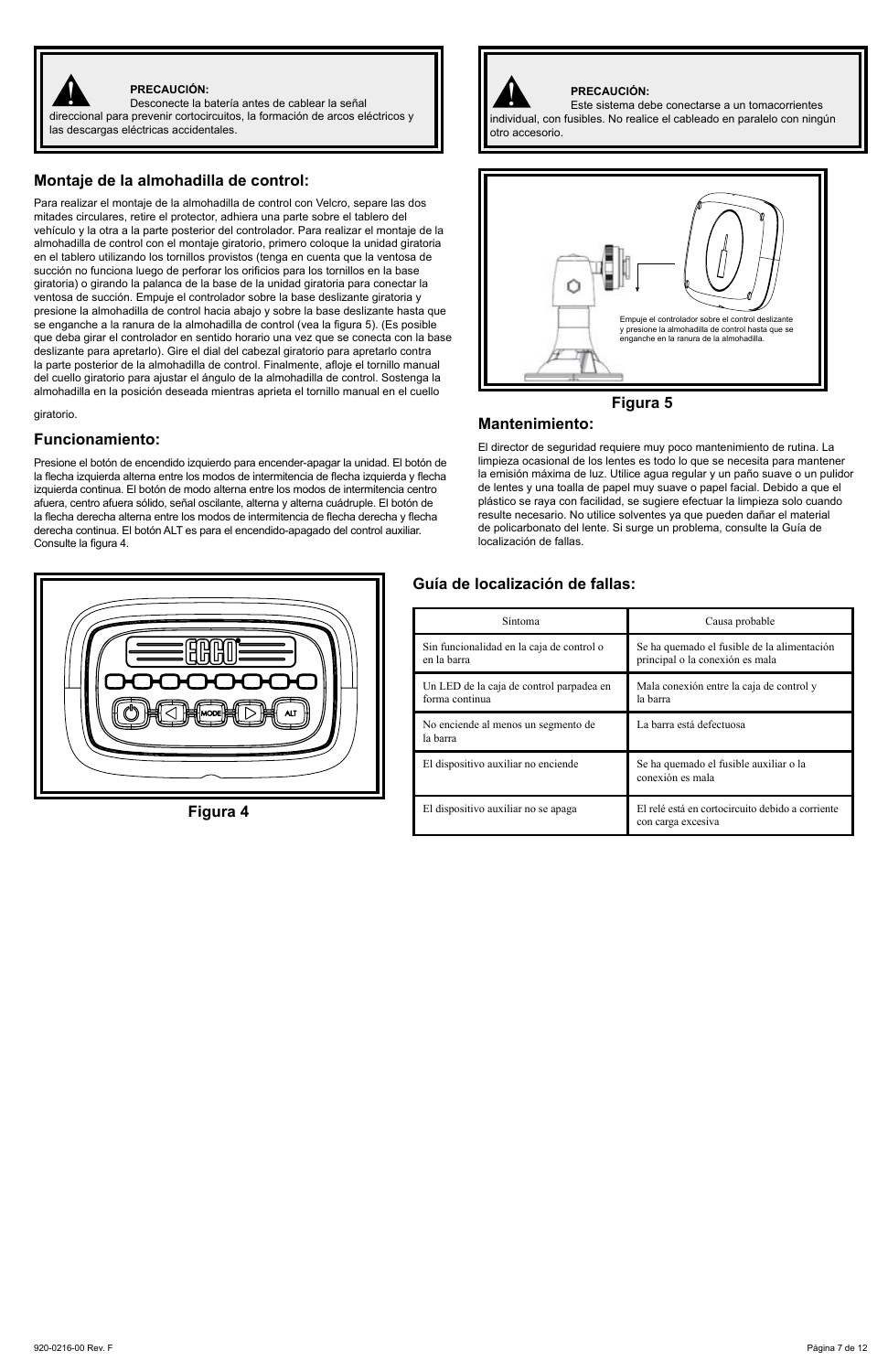**PRECAUCIÓN:**
Desconecte la batería antes de cablear la señal direccional para prevenir cortocircuitos, la formación de arcos eléctricos y las descargas eléctricas accidentales.

## Montaje de la almohadilla de control:

Para realizar el montaje de la almohadilla de control con Velcro, separe las dos mitades circulares, retire el protector, adhiera una parte sobre el tablero del vehículo y la otra a la parte posterior del controlador. Para realizar el montaje de la almohadilla de control con el montaje giratorio, primero coloque la unidad giratoria en el tablero utilizando los tornillos provistos (tenga en cuenta que la ventosa de succión no funciona luego de perforar los orificios para los tornillos en la base giratoria) o girando la palanca de la base de la unidad giratoria para conectar la ventosa de succión. Empuje el controlador sobre la base deslizante giratoria y presione la almohadilla de control hacia abajo y sobre la base deslizante hasta que se enganche a la ranura de la almohadilla de control (vea la figura 5). (Es posible que deba girar el controlador en sentido horario una vez que se conecta con la base deslizante para apretarlo). Gire el dial del cabezal giratorio para apretarlo contra la parte posterior de la almohadilla de control. Finalmente, afloje el tornillo manual del cuello giratorio para ajustar el ángulo de la almohadilla de control. Sostenga la almohadilla en la posición deseada mientras aprieta el tornillo manual en el cuello giratorio.

## Funcionamiento:

Presione el botón de encendido izquierdo para encender-apagar la unidad. El botón de la flecha izquierda alterna entre los modos de intermitencia de flecha izquierda y flecha izquierda continua. El botón de modo alterna entre los modos de intermitencia centro afuera, centro afuera sólido, señal oscilante, alterna y alterna cuádruple. El botón de la flecha derecha alterna entre los modos de intermitencia de flecha derecha y flecha derecha continua. El botón ALT es para el encendido-apagado del control auxiliar. Consulte la figura 4.

Figura 4

**PRECAUCIÓN:**
Este sistema debe conectarse a un tomacorrientes individual, con fusibles. No realice el cableado en paralelo con ningún otro accesorio.

Empuje el controlador sobre el control deslizante y presione la almohadilla de control hasta que se enganche en la ranura de la almohadilla.

Figura 5

## Mantenimiento:

El director de seguridad requiere muy poco mantenimiento de rutina. La limpieza ocasional de los lentes es todo lo que se necesita para mantener la emisión máxima de luz. Utilice agua regular y un paño suave o un pulidor de lentes y una toalla de papel muy suave o papel facial. Debido a que el plástico se raya con facilidad, se sugiere efectuar la limpieza solo cuando resulte necesario. No utilice solventes ya que pueden dañar el material de policarbonato del lente. Si surge un problema, consulte la Guía de localización de fallas.

## Guía de localización de fallas:

| Síntoma | Causa probable |
|---|---|
| Sin funcionalidad en la caja de control o en la barra | Se ha quemado el fusible de la alimentación principal o la conexión es mala |
| Un LED de la caja de control parpadea en forma continua | Mala conexión entre la caja de control y la barra |
| No enciende al menos un segmento de la barra | La barra está defectuosa |
| El dispositivo auxiliar no enciende | Se ha quemado el fusible auxiliar o la conexión es mala |
| El dispositivo auxiliar no se apaga | El relé está en cortocircuito debido a corriente con carga excesiva |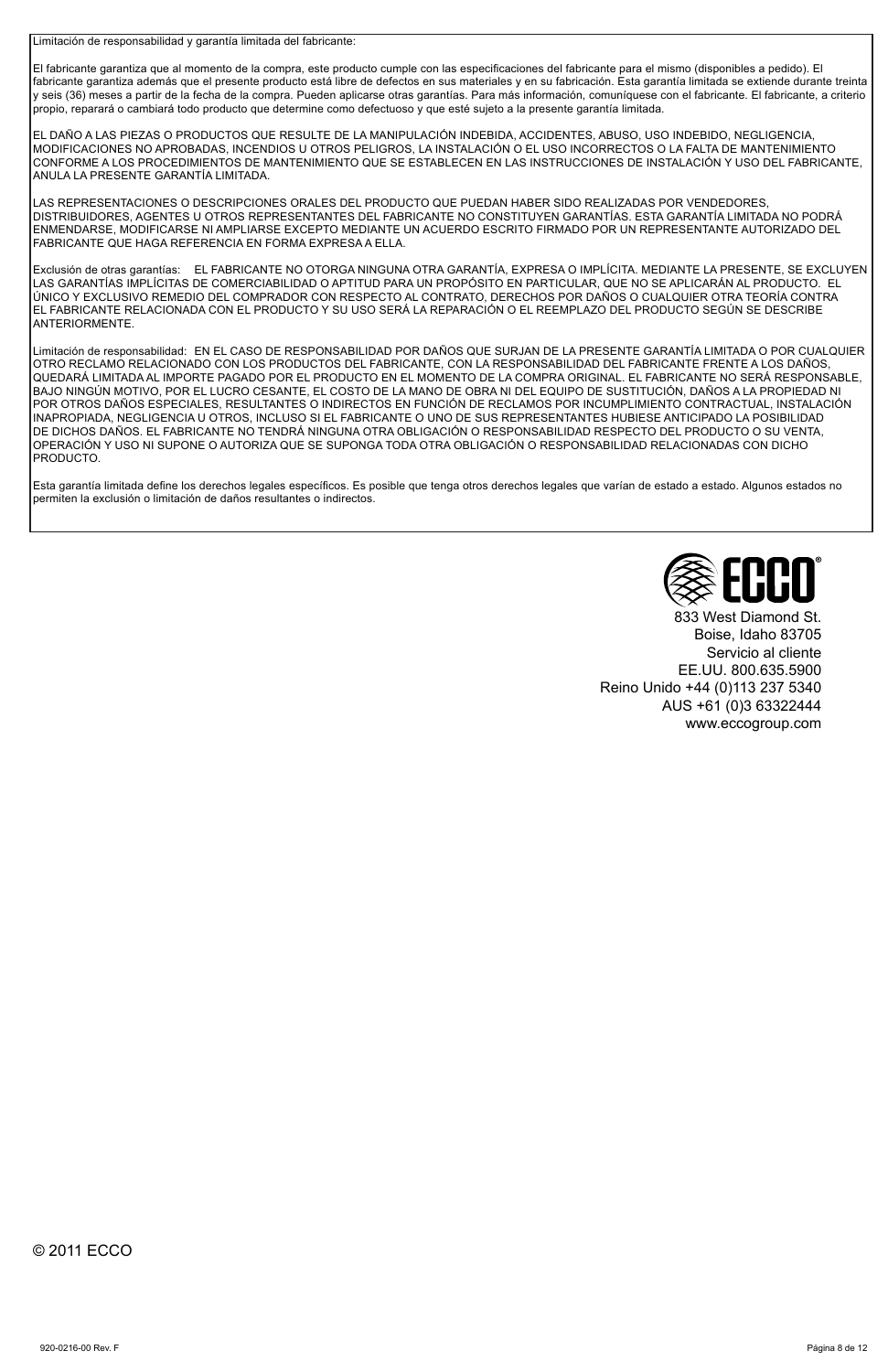Limitación de responsabilidad y garantía limitada del fabricante:

El fabricante garantiza que al momento de la compra, este producto cumple con las especificaciones del fabricante para el mismo (disponibles a pedido). El fabricante garantiza además que el presente producto está libre de defectos en sus materiales y en su fabricación. Esta garantía limitada se extiende durante treinta y seis (36) meses a partir de la fecha de la compra. Pueden aplicarse otras garantías. Para más información, comuníquese con el fabricante. El fabricante, a criterio propio, reparará o cambiará todo producto que determine como defectuoso y que esté sujeto a la presente garantía limitada.

EL DAÑO A LAS PIEZAS O PRODUCTOS QUE RESULTE DE LA MANIPULACIÓN INDEBIDA, ACCIDENTES, ABUSO, USO INDEBIDO, NEGLIGENCIA, MODIFICACIONES NO APROBADAS, INCENDIOS U OTROS PELIGROS, LA INSTALACIÓN O EL USO INCORRECTOS O LA FALTA DE MANTENIMIENTO CONFORME A LOS PROCEDIMIENTOS DE MANTENIMIENTO QUE SE ESTABLECEN EN LAS INSTRUCCIONES DE INSTALACIÓN Y USO DEL FABRICANTE, ANULA LA PRESENTE GARANTÍA LIMITADA.

LAS REPRESENTACIONES O DESCRIPCIONES ORALES DEL PRODUCTO QUE PUEDAN HABER SIDO REALIZADAS POR VENDEDORES, DISTRIBUIDORES, AGENTES U OTROS REPRESENTANTES DEL FABRICANTE NO CONSTITUYEN GARANTÍAS. ESTA GARANTÍA LIMITADA NO PODRÁ ENMENDARSE, MODIFICARSE NI AMPLIARSE EXCEPTO MEDIANTE UN ACUERDO ESCRITO FIRMADO POR UN REPRESENTANTE AUTORIZADO DEL FABRICANTE QUE HAGA REFERENCIA EN FORMA EXPRESA A ELLA.

Exclusión de otras garantías: EL FABRICANTE NO OTORGA NINGUNA OTRA GARANTÍA, EXPRESA O IMPLÍCITA. MEDIANTE LA PRESENTE, SE EXCLUYEN LAS GARANTÍAS IMPLÍCITAS DE COMERCIABILIDAD O APTITUD PARA UN PROPÓSITO EN PARTICULAR, QUE NO SE APLICARÁN AL PRODUCTO. EL ÚNICO Y EXCLUSIVO REMEDIO DEL COMPRADOR CON RESPECTO AL CONTRATO, DERECHOS POR DAÑOS O CUALQUIER OTRA TEORÍA CONTRA EL FABRICANTE RELACIONADA CON EL PRODUCTO Y SU USO SERÁ LA REPARACIÓN O EL REEMPLAZO DEL PRODUCTO SEGÚN SE DESCRIBE ANTERIORMENTE.

Limitación de responsabilidad: EN EL CASO DE RESPONSABILIDAD POR DAÑOS QUE SURJAN DE LA PRESENTE GARANTÍA LIMITADA O POR CUALQUIER OTRO RECLAMO RELACIONADO CON LOS PRODUCTOS DEL FABRICANTE, CON LA RESPONSABILIDAD DEL FABRICANTE FRENTE A LOS DAÑOS, QUEDARÁ LIMITADA AL IMPORTE PAGADO POR EL PRODUCTO EN EL MOMENTO DE LA COMPRA ORIGINAL. EL FABRICANTE NO SERÁ RESPONSABLE, BAJO NINGÚN MOTIVO, POR EL LUCRO CESANTE, EL COSTO DE LA MANO DE OBRA NI DEL EQUIPO DE SUSTITUCIÓN, DAÑOS A LA PROPIEDAD NI POR OTROS DAÑOS ESPECIALES, RESULTANTES O INDIRECTOS EN FUNCIÓN DE RECLAMOS POR INCUMPLIMIENTO CONTRACTUAL, INSTALACIÓN INAPROPIADA, NEGLIGENCIA U OTROS, INCLUSO SI EL FABRICANTE O UNO DE SUS REPRESENTANTES HUBIESE ANTICIPADO LA POSIBILIDAD DE DICHOS DAÑOS. EL FABRICANTE NO TENDRÁ NINGUNA OTRA OBLIGACIÓN O RESPONSABILIDAD RESPECTO DEL PRODUCTO O SU VENTA, OPERACIÓN Y USO NI SUPONE O AUTORIZA QUE SE SUPONGA TODA OTRA OBLIGACIÓN O RESPONSABILIDAD RELACIONADAS CON DICHO PRODUCTO.

Esta garantía limitada define los derechos legales específicos. Es posible que tenga otros derechos legales que varían de estado a estado. Algunos estados no permiten la exclusión o limitación de daños resultantes o indirectos.

ECCO®

833 West Diamond St.
Boise, Idaho 83705
Servicio al cliente
EE.UU. 800.635.5900
Reino Unido +44 (0)113 237 5340
AUS +61 (0)3 63322444
www.eccogroup.com

© 2011 ECCO

920-0216-00 Rev. F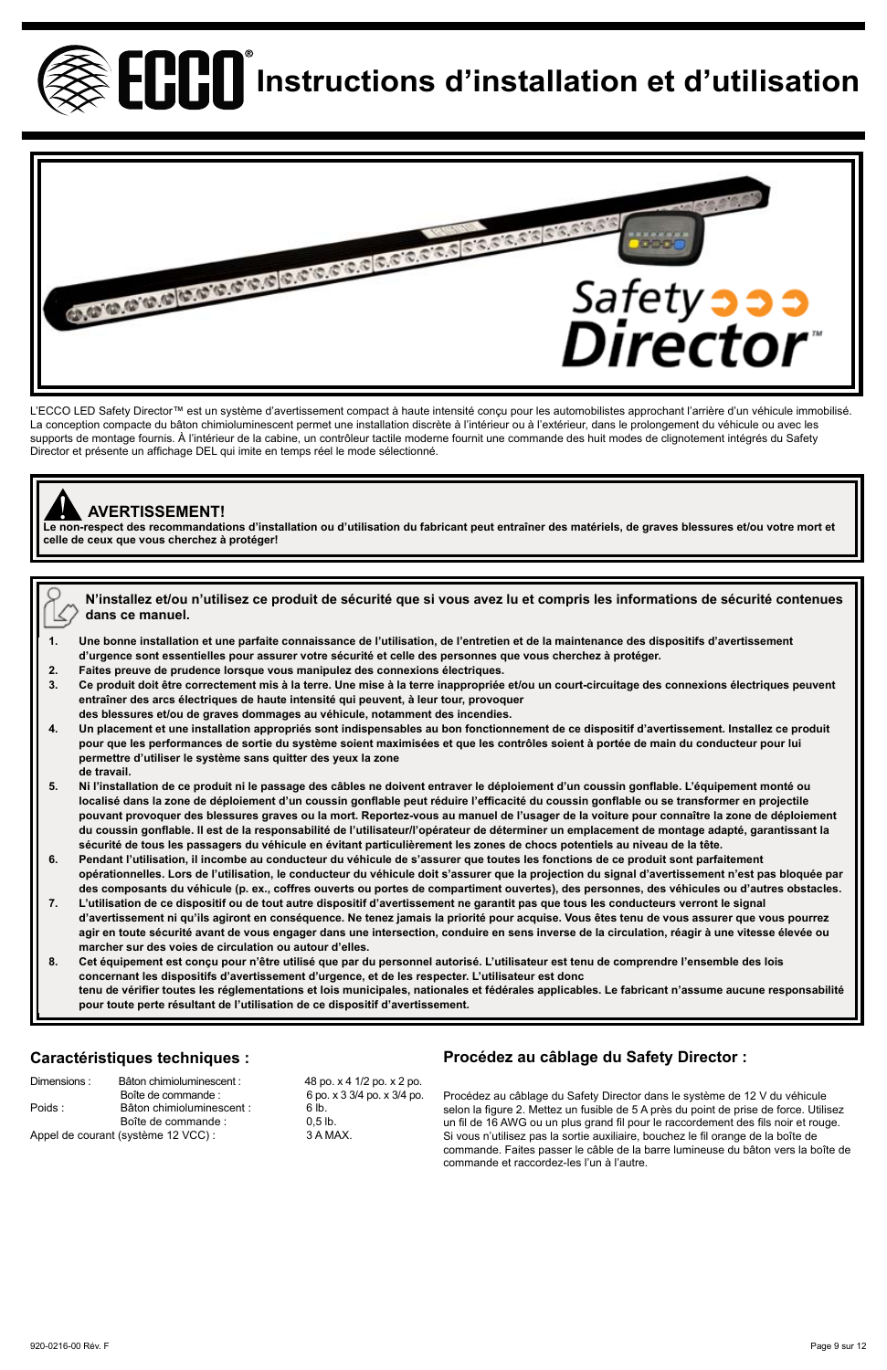# Instructions d'installation et d'utilisation

L'ECCO LED Safety Director™ est un système d'avertissement compact à haute intensité conçu pour les automobilistes approchant l'arrière d'un véhicule immobilisé. La conception compacte du bâton chimioluminescent permet une installation discrète à l'intérieur ou à l'extérieur, dans le prolongement du véhicule ou avec les supports de montage fournis. À l'intérieur de la cabine, un contrôleur tactile moderne fournit une commande des huit modes de clignotement intégrés du Safety Director et présente un affichage DEL qui imite en temps réel le mode sélectionné.

**AVERTISSEMENT!**

**Le non-respect des recommandations d'installation ou d'utilisation du fabricant peut entraîner des matériels, de graves blessures et/ou votre mort et celle de ceux que vous cherchez à protéger!**

**N'installez et/ou n'utilisez ce produit de sécurité que si vous avez lu et compris les informations de sécurité contenues dans ce manuel.**

1. **Une bonne installation et une parfaite connaissance de l'utilisation, de l'entretien et de la maintenance des dispositifs d'avertissement d'urgence sont essentielles pour assurer votre sécurité et celle des personnes que vous cherchez à protéger.**
2. **Faites preuve de prudence lorsque vous manipulez des connexions électriques.**
3. **Ce produit doit être correctement mis à la terre. Une mise à la terre inappropriée et/ou un court-circuitage des connexions électriques peuvent entraîner des arcs électriques de haute intensité qui peuvent, à leur tour, provoquer des blessures et/ou de graves dommages au véhicule, notamment des incendies.**
4. **Un placement et une installation appropriés sont indispensables au bon fonctionnement de ce dispositif d'avertissement. Installez ce produit pour que les performances de sortie du système soient maximisées et que les contrôles soient à portée de main du conducteur pour lui permettre d'utiliser le système sans quitter des yeux la zone de travail.**
5. **Ni l'installation de ce produit ni le passage des câbles ne doivent entraver le déploiement d'un coussin gonflable. L'équipement monté ou localisé dans la zone de déploiement d'un coussin gonflable peut réduire l'efficacité du coussin gonflable ou se transformer en projectile pouvant provoquer des blessures graves ou la mort. Reportez-vous au manuel de l'usager de la voiture pour connaître la zone de déploiement du coussin gonflable. Il est de la responsabilité de l'utilisateur/l'opérateur de déterminer un emplacement de montage adapté, garantissant la sécurité de tous les passagers du véhicule en évitant particulièrement les zones de chocs potentiels au niveau de la tête.**
6. **Pendant l'utilisation, il incombe au conducteur du véhicule de s'assurer que toutes les fonctions de ce produit sont parfaitement opérationnelles. Lors de l'utilisation, le conducteur du véhicule doit s'assurer que la projection du signal d'avertissement n'est pas bloquée par des composants du véhicule (p. ex., coffres ouverts ou portes de compartiment ouvertes), des personnes, des véhicules ou d'autres obstacles.**
7. **L'utilisation de ce dispositif ou de tout autre dispositif d'avertissement ne garantit pas que tous les conducteurs verront le signal d'avertissement ni qu'ils agiront en conséquence. Ne tenez jamais la priorité pour acquise. Vous êtes tenu de vous assurer que vous pourrez agir en toute sécurité avant de vous engager dans une intersection, conduire en sens inverse de la circulation, réagir à une vitesse élevée ou marcher sur des voies de circulation ou autour d'elles.**
8. **Cet équipement est conçu pour n'être utilisé que par du personnel autorisé. L'utilisateur est tenu de comprendre l'ensemble des lois concernant les dispositifs d'avertissement d'urgence, et de les respecter. L'utilisateur est donc tenu de vérifier toutes les réglementations et lois municipales, nationales et fédérales applicables. Le fabricant n'assume aucune responsabilité pour toute perte résultant de l'utilisation de ce dispositif d'avertissement.**

## Caractéristiques techniques :

| | | |
|---|---|---|
| Dimensions : | Bâton chimioluminescent : | 48 po. x 4 1/2 po. x 2 po. |
| | Boîte de commande : | 6 po. x 3 3/4 po. x 3/4 po. |
| Poids : | Bâton chimioluminescent : | 6 lb. |
| | Boîte de commande : | 0,5 lb. |
| Appel de courant (système 12 VCC) : | | 3 A MAX. |

## Procédez au câblage du Safety Director :

Procédez au câblage du Safety Director dans le système de 12 V du véhicule selon la figure 2. Mettez un fusible de 5 A près du point de prise de force. Utilisez un fil de 16 AWG ou un plus grand fil pour le raccordement des fils noir et rouge. Si vous n'utilisez pas la sortie auxiliaire, bouchez le fil orange de la boîte de commande. Faites passer le câble de la barre lumineuse du bâton vers la boîte de commande et raccordez-les l'un à l'autre.

920-0216-00 Rév. F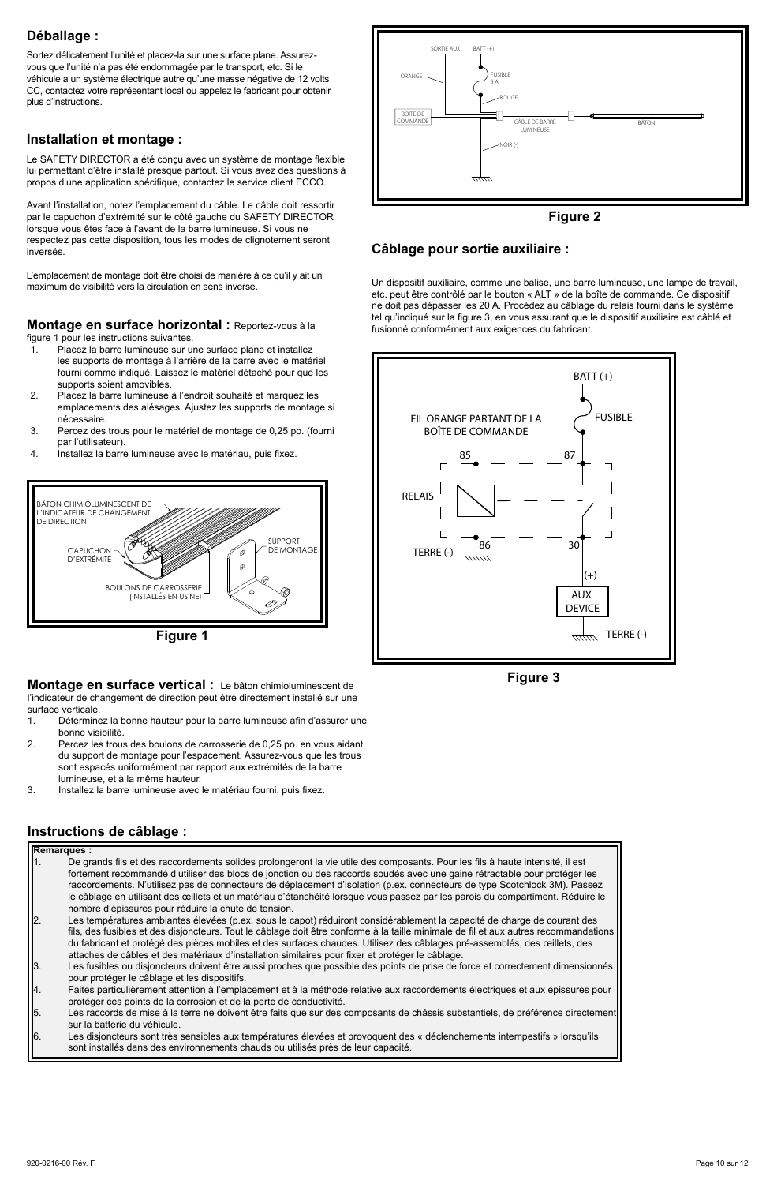## Déballage :

Sortez délicatement l'unité et placez-la sur une surface plane. Assurez-vous que l'unité n'a pas été endommagée par le transport, etc. Si le véhicule a un système électrique autre qu'une masse négative de 12 volts CC, contactez votre représentant local ou appelez le fabricant pour obtenir plus d'instructions.

## Installation et montage :

Le SAFETY DIRECTOR a été conçu avec un système de montage flexible lui permettant d'être installé presque partout. Si vous avez des questions à propos d'une application spécifique, contactez le service client ECCO.

Avant l'installation, notez l'emplacement du câble. Le câble doit ressortir par le capuchon d'extrémité sur le côté gauche du SAFETY DIRECTOR lorsque vous êtes face à l'avant de la barre lumineuse. Si vous ne respectez pas cette disposition, tous les modes de clignotement seront inversés.

L'emplacement de montage doit être choisi de manière à ce qu'il y ait un maximum de visibilité vers la circulation en sens inverse.

**Montage en surface horizontal :** Reportez-vous à la figure 1 pour les instructions suivantes.

1. Placez la barre lumineuse sur une surface plane et installez les supports de montage à l'arrière de la barre avec le matériel fourni comme indiqué. Laissez le matériel détaché pour que les supports soient amovibles.
2. Placez la barre lumineuse à l'endroit souhaité et marquez les emplacements des alésages. Ajustez les supports de montage si nécessaire.
3. Percez des trous pour le matériel de montage de 0,25 po. (fourni par l'utilisateur).
4. Installez la barre lumineuse avec le matériau, puis fixez.

BÂTON CHIMIOLUMINESCENT DE L'INDICATEUR DE CHANGEMENT DE DIRECTION

CAPUCHON D'EXTRÉMITÉ

BOULONS DE CARROSSERIE (INSTALLÉS EN USINE)

SUPPORT DE MONTAGE

**Figure 1**

**Montage en surface vertical :** Le bâton chimioluminescent de l'indicateur de changement de direction peut être directement installé sur une surface verticale.

1. Déterminez la bonne hauteur pour la barre lumineuse afin d'assurer une bonne visibilité.
2. Percez les trous des boulons de carrosserie de 0,25 po. en vous aidant du support de montage pour l'espacement. Assurez-vous que les trous sont espacés uniformément par rapport aux extrémités de la barre lumineuse, et à la même hauteur.
3. Installez la barre lumineuse avec le matériau fourni, puis fixez.

SORTIE AUX | BATT (+) | ORANGE | FUSIBLE 5 A | ROUGE | BOÎTE DE COMMANDE | CÂBLE DE BARRE LUMINEUSE | BÂTON | NOIR (-)

**Figure 2**

## Câblage pour sortie auxiliaire :

Un dispositif auxiliaire, comme une balise, une barre lumineuse, une lampe de travail, etc. peut être contrôlé par le bouton « ALT » de la boîte de commande. Ce dispositif ne doit pas dépasser les 20 A. Procédez au câblage du relais fourni dans le système tel qu'indiqué sur la figure 3, en vous assurant que le dispositif auxiliaire est câblé et fusionné conformément aux exigences du fabricant.

BATT (+) | FUSIBLE | FIL ORANGE PARTANT DE LA BOÎTE DE COMMANDE | 85 | 87 | RELAIS | TERRE (-) | 86 | 30 | (+) | AUX DEVICE | TERRE (-)

**Figure 3**

## Instructions de câblage :

**Remarques :**

1. De grands fils et des raccordements solides prolongeront la vie utile des composants. Pour les fils à haute intensité, il est fortement recommandé d'utiliser des blocs de jonction ou des raccords soudés avec une gaine rétractable pour protéger les raccordements. N'utilisez pas de connecteurs de déplacement d'isolation (p.ex. connecteurs de type Scotchlock 3M). Passez le câblage en utilisant des œillets et un matériau d'étanchéité lorsque vous passez par les parois du compartiment. Réduire le nombre d'épissures pour réduire la chute de tension.
2. Les températures ambiantes élevées (p.ex. sous le capot) réduiront considérablement la capacité de charge de courant des fils, des fusibles et des disjoncteurs. Tout le câblage doit être conforme à la taille minimale de fil et aux autres recommandations du fabricant et protégé des pièces mobiles et des surfaces chaudes. Utilisez des câblages pré-assemblés, des œillets, des attaches de câbles et des matériaux d'installation similaires pour fixer et protéger le câblage.
3. Les fusibles ou disjoncteurs doivent être aussi proches que possible des points de prise de force et correctement dimensionnés pour protéger le câblage et les dispositifs.
4. Faites particulièrement attention à l'emplacement et à la méthode relative aux raccordements électriques et aux épissures pour protéger ces points de la corrosion et de la perte de conductivité.
5. Les raccords de mise à la terre ne doivent être faits que sur des composants de châssis substantiels, de préférence directement sur la batterie du véhicule.
6. Les disjoncteurs sont très sensibles aux températures élevées et provoquent des « déclenchements intempestifs » lorsqu'ils sont installés dans des environnements chauds ou utilisés près de leur capacité.

920-0216-00 Rév. F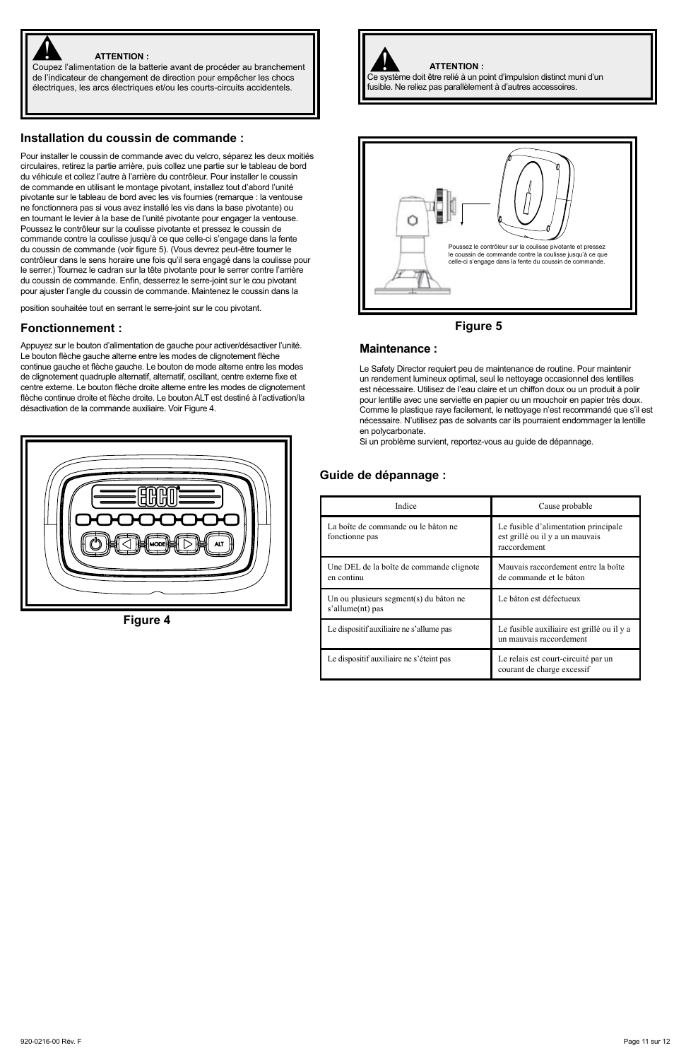**ATTENTION :**
Coupez l'alimentation de la batterie avant de procéder au branchement de l'indicateur de changement de direction pour empêcher les chocs électriques, les arcs électriques et/ou les courts-circuits accidentels.

**ATTENTION :**
Ce système doit être relié à un point d'impulsion distinct muni d'un fusible. Ne reliez pas parallèlement à d'autres accessoires.

## Installation du coussin de commande :

Pour installer le coussin de commande avec du velcro, séparez les deux moitiés circulaires, retirez la partie arrière, puis collez une partie sur le tableau de bord du véhicule et collez l'autre à l'arrière du contrôleur. Pour installer le coussin de commande en utilisant le montage pivotant, installez tout d'abord l'unité pivotante sur le tableau de bord avec les vis fournies (remarque : la ventouse ne fonctionnera pas si vous avez installé les vis dans la base pivotante) ou en tournant le levier à la base de l'unité pivotante pour engager la ventouse. Poussez le contrôleur sur la coulisse pivotante et pressez le coussin de commande contre la coulisse jusqu'à ce que celle-ci s'engage dans la fente du coussin de commande (voir figure 5). (Vous devrez peut-être tourner le contrôleur dans le sens horaire une fois qu'il sera engagé dans la coulisse pour le serrer.) Tournez le cadran sur la tête pivotante pour le serrer contre l'arrière du coussin de commande. Enfin, desserrez le serre-joint sur le cou pivotant pour ajuster l'angle du coussin de commande. Maintenez le coussin dans la position souhaitée tout en serrant le serre-joint sur le cou pivotant.

Poussez le contrôleur sur la coulisse pivotante et pressez le coussin de commande contre la coulisse jusqu'à ce que celle-ci s'engage dans la fente du coussin de commande.

Figure 5

## Fonctionnement :

Appuyez sur le bouton d'alimentation de gauche pour activer/désactiver l'unité. Le bouton flèche gauche alterne entre les modes de clignotement flèche continue gauche et flèche gauche. Le bouton de mode alterne entre les modes de clignotement quadruple alternatif, alternatif, oscillant, centre externe fixe et centre externe. Le bouton flèche droite alterne entre les modes de clignotement flèche continue droite et flèche droite. Le bouton ALT est destiné à l'activation/la désactivation de la commande auxiliaire. Voir Figure 4.

Figure 4

## Maintenance :

Le Safety Director requiert peu de maintenance de routine. Pour maintenir un rendement lumineux optimal, seul le nettoyage occasionnel des lentilles est nécessaire. Utilisez de l'eau claire et un chiffon doux ou un produit à polir pour lentille avec une serviette en papier ou un mouchoir en papier très doux. Comme le plastique raye facilement, le nettoyage n'est recommandé que s'il est nécessaire. N'utilisez pas de solvants car ils pourraient endommager la lentille en polycarbonate.
Si un problème survient, reportez-vous au guide de dépannage.

## Guide de dépannage :

| Indice | Cause probable |
|---|---|
| La boîte de commande ou le bâton ne fonctionne pas | Le fusible d'alimentation principale est grillé ou il y a un mauvais raccordement |
| Une DEL de la boîte de commande clignote en continu | Mauvais raccordement entre la boîte de commande et le bâton |
| Un ou plusieurs segment(s) du bâton ne s'allume(nt) pas | Le bâton est défectueux |
| Le dispositif auxiliaire ne s'allume pas | Le fusible auxiliaire est grillé ou il y a un mauvais raccordement |
| Le dispositif auxiliaire ne s'éteint pas | Le relais est court-circuité par un courant de charge excessif |

920-0216-00 Rév. F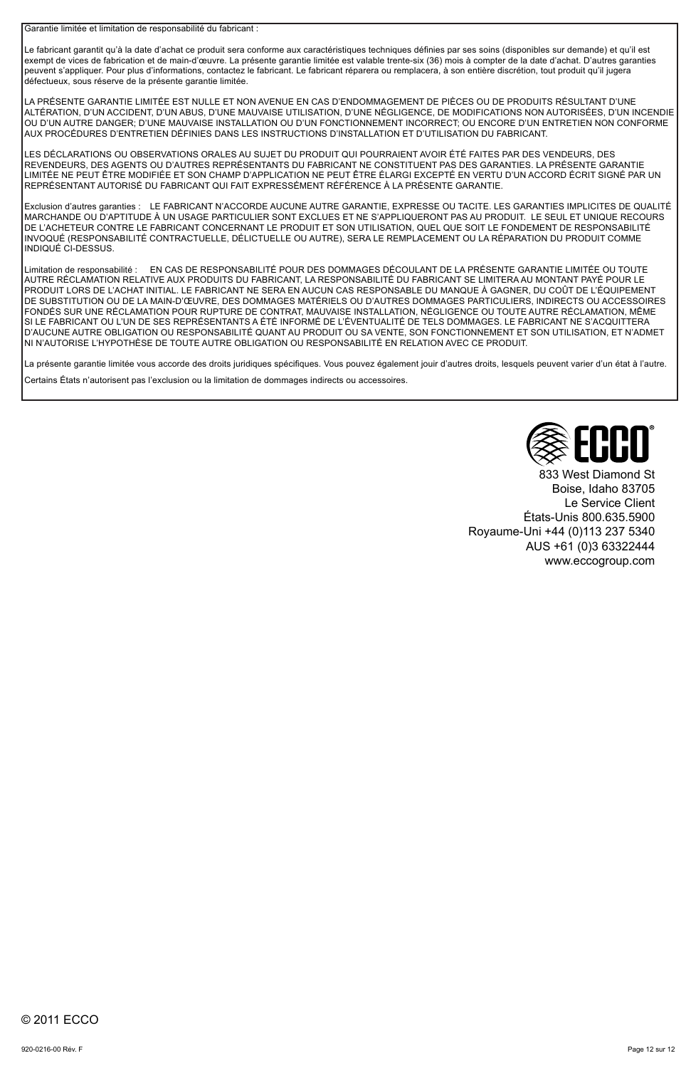Garantie limitée et limitation de responsabilité du fabricant :

Le fabricant garantit qu'à la date d'achat ce produit sera conforme aux caractéristiques techniques définies par ses soins (disponibles sur demande) et qu'il est exempt de vices de fabrication et de main-d'œuvre. La présente garantie limitée est valable trente-six (36) mois à compter de la date d'achat. D'autres garanties peuvent s'appliquer. Pour plus d'informations, contactez le fabricant. Le fabricant réparera ou remplacera, à son entière discrétion, tout produit qu'il jugera défectueux, sous réserve de la présente garantie limitée.

LA PRÉSENTE GARANTIE LIMITÉE EST NULLE ET NON AVENUE EN CAS D'ENDOMMAGEMENT DE PIÈCES OU DE PRODUITS RÉSULTANT D'UNE ALTÉRATION, D'UN ACCIDENT, D'UN ABUS, D'UNE MAUVAISE UTILISATION, D'UNE NÉGLIGENCE, DE MODIFICATIONS NON AUTORISÉES, D'UN INCENDIE OU D'UN AUTRE DANGER; D'UNE MAUVAISE INSTALLATION OU D'UN FONCTIONNEMENT INCORRECT; OU ENCORE D'UN ENTRETIEN NON CONFORME AUX PROCÉDURES D'ENTRETIEN DÉFINIES DANS LES INSTRUCTIONS D'INSTALLATION ET D'UTILISATION DU FABRICANT.

LES DÉCLARATIONS OU OBSERVATIONS ORALES AU SUJET DU PRODUIT QUI POURRAIENT AVOIR ÉTÉ FAITES PAR DES VENDEURS, DES REVENDEURS, DES AGENTS OU D'AUTRES REPRÉSENTANTS DU FABRICANT NE CONSTITUENT PAS DES GARANTIES. LA PRÉSENTE GARANTIE LIMITÉE NE PEUT ÊTRE MODIFIÉE ET SON CHAMP D'APPLICATION NE PEUT ÊTRE ÉLARGI EXCEPTÉ EN VERTU D'UN ACCORD ÉCRIT SIGNÉ PAR UN REPRÉSENTANT AUTORISÉ DU FABRICANT QUI FAIT EXPRESSÉMENT RÉFÉRENCE À LA PRÉSENTE GARANTIE.

Exclusion d'autres garanties : LE FABRICANT N'ACCORDE AUCUNE AUTRE GARANTIE, EXPRESSE OU TACITE. LES GARANTIES IMPLICITES DE QUALITÉ MARCHANDE OU D'APTITUDE À UN USAGE PARTICULIER SONT EXCLUES ET NE S'APPLIQUERONT PAS AU PRODUIT. LE SEUL ET UNIQUE RECOURS DE L'ACHETEUR CONTRE LE FABRICANT CONCERNANT LE PRODUIT ET SON UTILISATION, QUEL QUE SOIT LE FONDEMENT DE RESPONSABILITÉ INVOQUÉ (RESPONSABILITÉ CONTRACTUELLE, DÉLICTUELLE OU AUTRE), SERA LE REMPLACEMENT OU LA RÉPARATION DU PRODUIT COMME INDIQUÉ CI-DESSUS.

Limitation de responsabilité : EN CAS DE RESPONSABILITÉ POUR DES DOMMAGES DÉCOULANT DE LA PRÉSENTE GARANTIE LIMITÉE OU TOUTE AUTRE RÉCLAMATION RELATIVE AUX PRODUITS DU FABRICANT, LA RESPONSABILITÉ DU FABRICANT SE LIMITERA AU MONTANT PAYÉ POUR LE PRODUIT LORS DE L'ACHAT INITIAL. LE FABRICANT NE SERA EN AUCUN CAS RESPONSABLE DU MANQUE À GAGNER, DU COÛT DE L'ÉQUIPEMENT DE SUBSTITUTION OU DE LA MAIN-D'ŒUVRE, DES DOMMAGES MATÉRIELS OU D'AUTRES DOMMAGES PARTICULIERS, INDIRECTS OU ACCESSOIRES FONDÉS SUR UNE RÉCLAMATION POUR RUPTURE DE CONTRAT, MAUVAISE INSTALLATION, NÉGLIGENCE OU TOUTE AUTRE RÉCLAMATION, MÊME SI LE FABRICANT OU L'UN DE SES REPRÉSENTANTS A ÉTÉ INFORMÉ DE L'ÉVENTUALITÉ DE TELS DOMMAGES. LE FABRICANT NE S'ACQUITTERA D'AUCUNE AUTRE OBLIGATION OU RESPONSABILITÉ QUANT AU PRODUIT OU SA VENTE, SON FONCTIONNEMENT ET SON UTILISATION, ET N'ADMET NI N'AUTORISE L'HYPOTHÈSE DE TOUTE AUTRE OBLIGATION OU RESPONSABILITÉ EN RELATION AVEC CE PRODUIT.

La présente garantie limitée vous accorde des droits juridiques spécifiques. Vous pouvez également jouir d'autres droits, lesquels peuvent varier d'un état à l'autre.

Certains États n'autorisent pas l'exclusion ou la limitation de dommages indirects ou accessoires.

ECCO®

833 West Diamond St
Boise, Idaho 83705
Le Service Client
États-Unis 800.635.5900
Royaume-Uni +44 (0)113 237 5340
AUS +61 (0)3 63322444
www.eccogroup.com

© 2011 ECCO

920-0216-00 Rév. F